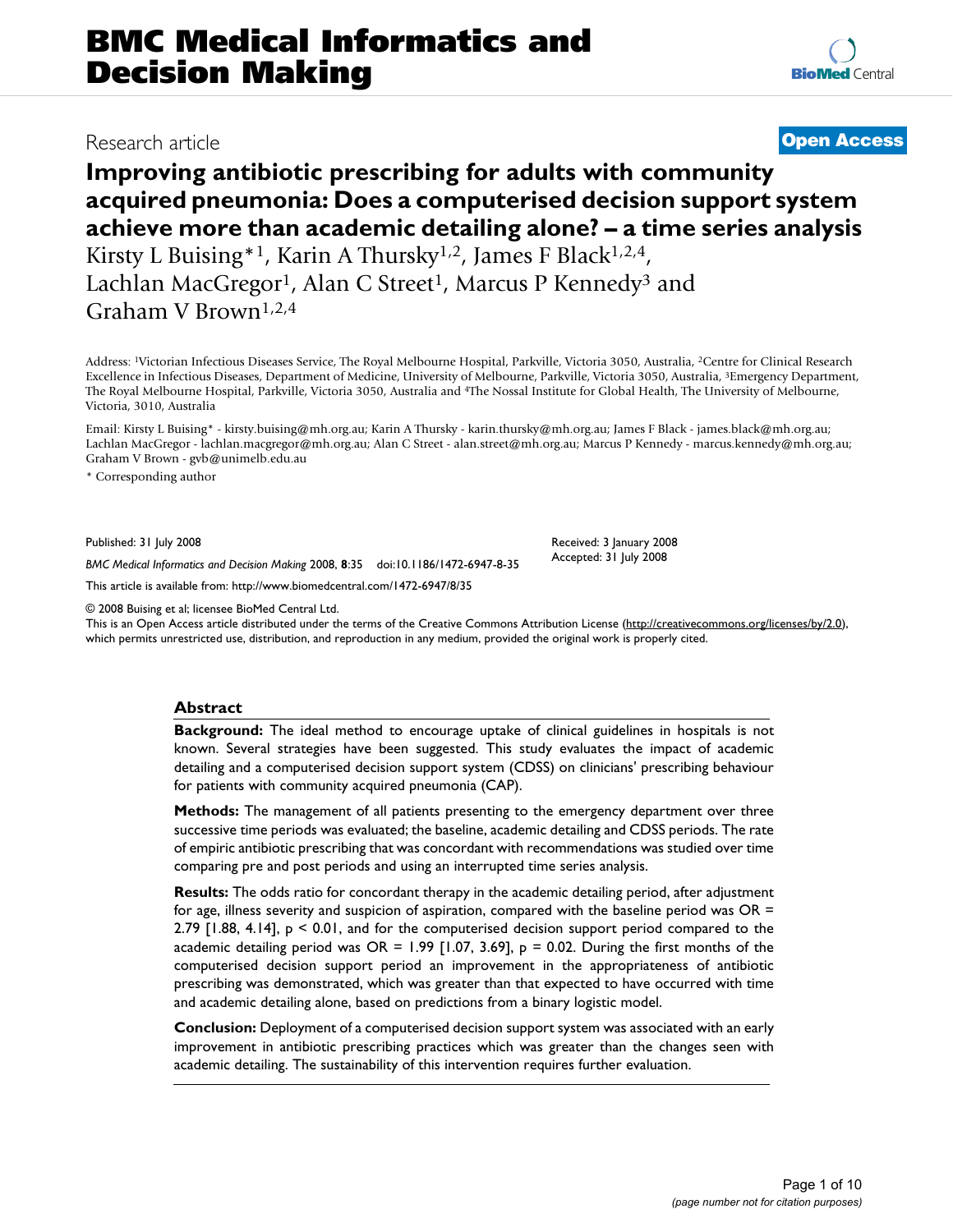Research article

**Open Access**

# Improving antibiotic prescribing for adults with community acquired pneumonia: Does a computerised decision support system achieve more than academic detailing alone? – a time series analysis

Kirsty L Buising*[1], Karin A Thursky[1,2], James F Black[1,2,4], Lachlan MacGregor[1], Alan C Street[1], Marcus P Kennedy[3] and Graham V Brown[1,2,4]

Address: [1]Victorian Infectious Diseases Service, The Royal Melbourne Hospital, Parkville, Victoria 3050, Australia, [2]Centre for Clinical Research Excellence in Infectious Diseases, Department of Medicine, University of Melbourne, Parkville, Victoria 3050, Australia, [3]Emergency Department, The Royal Melbourne Hospital, Parkville, Victoria 3050, Australia and [4]The Nossal Institute for Global Health, The University of Melbourne, Victoria, 3010, Australia

Email: Kirsty L Buising* - kirsty.buising@mh.org.au; Karin A Thursky - karin.thursky@mh.org.au; James F Black - james.black@mh.org.au; Lachlan MacGregor - lachlan.macgregor@mh.org.au; Alan C Street - alan.street@mh.org.au; Marcus P Kennedy - marcus.kennedy@mh.org.au; Graham V Brown - gvb@unimelb.edu.au

\* Corresponding author

Published: 31 July 2008

*BMC Medical Informatics and Decision Making* 2008, **8**:35 doi:10.1186/1472-6947-8-35

Received: 3 January 2008
Accepted: 31 July 2008

This article is available from: http://www.biomedcentral.com/1472-6947/8/35

© 2008 Buising et al; licensee BioMed Central Ltd.
This is an Open Access article distributed under the terms of the Creative Commons Attribution License (http://creativecommons.org/licenses/by/2.0), which permits unrestricted use, distribution, and reproduction in any medium, provided the original work is properly cited.

## Abstract

**Background:** The ideal method to encourage uptake of clinical guidelines in hospitals is not known. Several strategies have been suggested. This study evaluates the impact of academic detailing and a computerised decision support system (CDSS) on clinicians' prescribing behaviour for patients with community acquired pneumonia (CAP).

**Methods:** The management of all patients presenting to the emergency department over three successive time periods was evaluated; the baseline, academic detailing and CDSS periods. The rate of empiric antibiotic prescribing that was concordant with recommendations was studied over time comparing pre and post periods and using an interrupted time series analysis.

**Results:** The odds ratio for concordant therapy in the academic detailing period, after adjustment for age, illness severity and suspicion of aspiration, compared with the baseline period was OR = 2.79 [1.88, 4.14], $p < 0.01$, and for the computerised decision support period compared to the academic detailing period was OR = 1.99 [1.07, 3.69], $p = 0.02$. During the first months of the computerised decision support period an improvement in the appropriateness of antibiotic prescribing was demonstrated, which was greater than that expected to have occurred with time and academic detailing alone, based on predictions from a binary logistic model.

**Conclusion:** Deployment of a computerised decision support system was associated with an early improvement in antibiotic prescribing practices which was greater than the changes seen with academic detailing. The sustainability of this intervention requires further evaluation.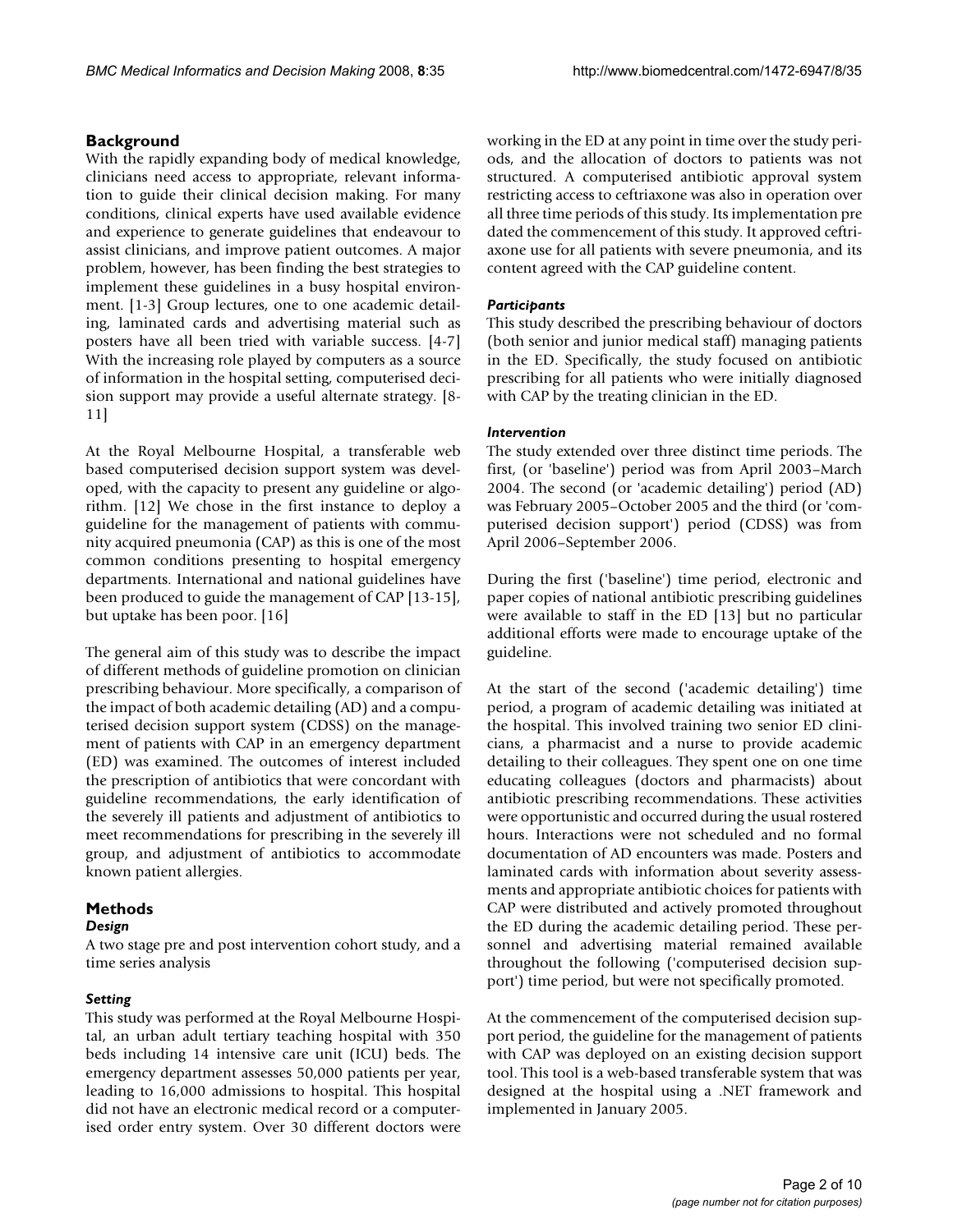## Background

With the rapidly expanding body of medical knowledge, clinicians need access to appropriate, relevant information to guide their clinical decision making. For many conditions, clinical experts have used available evidence and experience to generate guidelines that endeavour to assist clinicians, and improve patient outcomes. A major problem, however, has been finding the best strategies to implement these guidelines in a busy hospital environment. [1-3] Group lectures, one to one academic detailing, laminated cards and advertising material such as posters have all been tried with variable success. [4-7] With the increasing role played by computers as a source of information in the hospital setting, computerised decision support may provide a useful alternate strategy. [8-11]

At the Royal Melbourne Hospital, a transferable web based computerised decision support system was developed, with the capacity to present any guideline or algorithm. [12] We chose in the first instance to deploy a guideline for the management of patients with community acquired pneumonia (CAP) as this is one of the most common conditions presenting to hospital emergency departments. International and national guidelines have been produced to guide the management of CAP [13-15], but uptake has been poor. [16]

The general aim of this study was to describe the impact of different methods of guideline promotion on clinician prescribing behaviour. More specifically, a comparison of the impact of both academic detailing (AD) and a computerised decision support system (CDSS) on the management of patients with CAP in an emergency department (ED) was examined. The outcomes of interest included the prescription of antibiotics that were concordant with guideline recommendations, the early identification of the severely ill patients and adjustment of antibiotics to meet recommendations for prescribing in the severely ill group, and adjustment of antibiotics to accommodate known patient allergies.

## Methods

### *Design*

A two stage pre and post intervention cohort study, and a time series analysis

### *Setting*

This study was performed at the Royal Melbourne Hospital, an urban adult tertiary teaching hospital with 350 beds including 14 intensive care unit (ICU) beds. The emergency department assesses 50,000 patients per year, leading to 16,000 admissions to hospital. This hospital did not have an electronic medical record or a computerised order entry system. Over 30 different doctors were working in the ED at any point in time over the study periods, and the allocation of doctors to patients was not structured. A computerised antibiotic approval system restricting access to ceftriaxone was also in operation over all three time periods of this study. Its implementation pre dated the commencement of this study. It approved ceftriaxone use for all patients with severe pneumonia, and its content agreed with the CAP guideline content.

### *Participants*

This study described the prescribing behaviour of doctors (both senior and junior medical staff) managing patients in the ED. Specifically, the study focused on antibiotic prescribing for all patients who were initially diagnosed with CAP by the treating clinician in the ED.

### *Intervention*

The study extended over three distinct time periods. The first, (or 'baseline') period was from April 2003–March 2004. The second (or 'academic detailing') period (AD) was February 2005–October 2005 and the third (or 'computerised decision support') period (CDSS) was from April 2006–September 2006.

During the first ('baseline') time period, electronic and paper copies of national antibiotic prescribing guidelines were available to staff in the ED [13] but no particular additional efforts were made to encourage uptake of the guideline.

At the start of the second ('academic detailing') time period, a program of academic detailing was initiated at the hospital. This involved training two senior ED clinicians, a pharmacist and a nurse to provide academic detailing to their colleagues. They spent one on one time educating colleagues (doctors and pharmacists) about antibiotic prescribing recommendations. These activities were opportunistic and occurred during the usual rostered hours. Interactions were not scheduled and no formal documentation of AD encounters was made. Posters and laminated cards with information about severity assessments and appropriate antibiotic choices for patients with CAP were distributed and actively promoted throughout the ED during the academic detailing period. These personnel and advertising material remained available throughout the following ('computerised decision support') time period, but were not specifically promoted.

At the commencement of the computerised decision support period, the guideline for the management of patients with CAP was deployed on an existing decision support tool. This tool is a web-based transferable system that was designed at the hospital using a .NET framework and implemented in January 2005.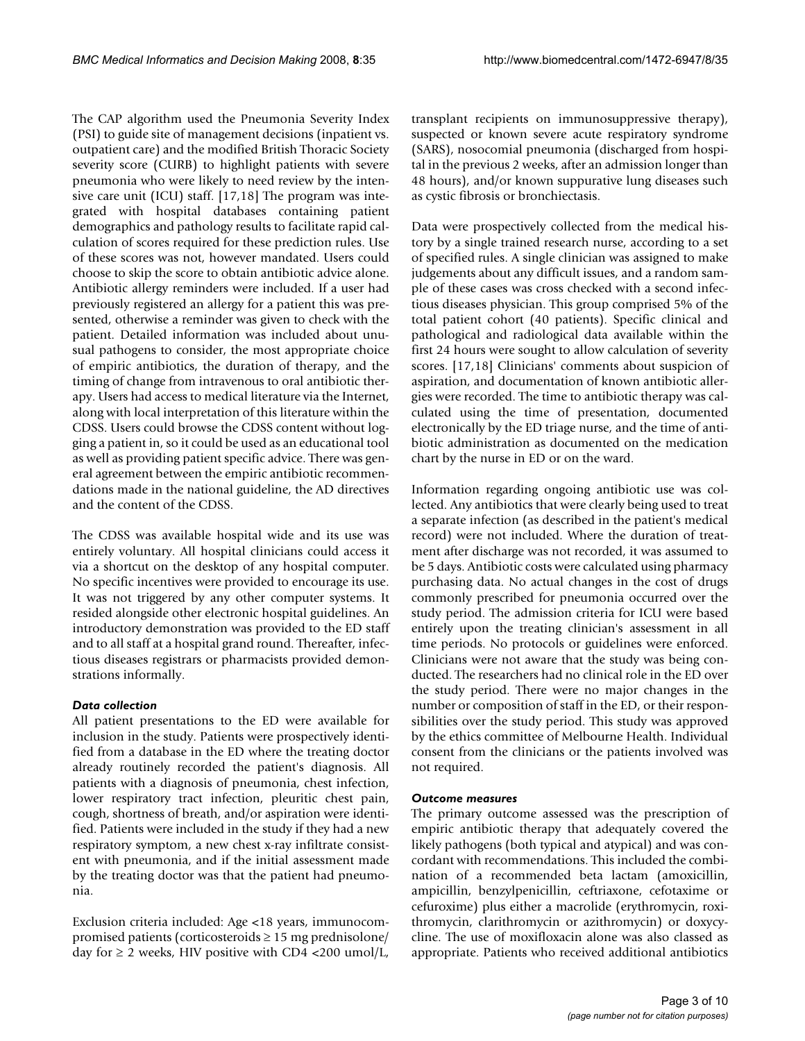The CAP algorithm used the Pneumonia Severity Index (PSI) to guide site of management decisions (inpatient vs. outpatient care) and the modified British Thoracic Society severity score (CURB) to highlight patients with severe pneumonia who were likely to need review by the intensive care unit (ICU) staff. [17,18] The program was integrated with hospital databases containing patient demographics and pathology results to facilitate rapid calculation of scores required for these prediction rules. Use of these scores was not, however mandated. Users could choose to skip the score to obtain antibiotic advice alone. Antibiotic allergy reminders were included. If a user had previously registered an allergy for a patient this was presented, otherwise a reminder was given to check with the patient. Detailed information was included about unusual pathogens to consider, the most appropriate choice of empiric antibiotics, the duration of therapy, and the timing of change from intravenous to oral antibiotic therapy. Users had access to medical literature via the Internet, along with local interpretation of this literature within the CDSS. Users could browse the CDSS content without logging a patient in, so it could be used as an educational tool as well as providing patient specific advice. There was general agreement between the empiric antibiotic recommendations made in the national guideline, the AD directives and the content of the CDSS.

The CDSS was available hospital wide and its use was entirely voluntary. All hospital clinicians could access it via a shortcut on the desktop of any hospital computer. No specific incentives were provided to encourage its use. It was not triggered by any other computer systems. It resided alongside other electronic hospital guidelines. An introductory demonstration was provided to the ED staff and to all staff at a hospital grand round. Thereafter, infectious diseases registrars or pharmacists provided demonstrations informally.

#### *Data collection*

All patient presentations to the ED were available for inclusion in the study. Patients were prospectively identified from a database in the ED where the treating doctor already routinely recorded the patient's diagnosis. All patients with a diagnosis of pneumonia, chest infection, lower respiratory tract infection, pleuritic chest pain, cough, shortness of breath, and/or aspiration were identified. Patients were included in the study if they had a new respiratory symptom, a new chest x-ray infiltrate consistent with pneumonia, and if the initial assessment made by the treating doctor was that the patient had pneumonia.

Exclusion criteria included: Age <18 years, immunocompromised patients (corticosteroids ≥ 15 mg prednisolone/day for ≥ 2 weeks, HIV positive with CD4 <200 umol/L, transplant recipients on immunosuppressive therapy), suspected or known severe acute respiratory syndrome (SARS), nosocomial pneumonia (discharged from hospital in the previous 2 weeks, after an admission longer than 48 hours), and/or known suppurative lung diseases such as cystic fibrosis or bronchiectasis.

Data were prospectively collected from the medical history by a single trained research nurse, according to a set of specified rules. A single clinician was assigned to make judgements about any difficult issues, and a random sample of these cases was cross checked with a second infectious diseases physician. This group comprised 5% of the total patient cohort (40 patients). Specific clinical and pathological and radiological data available within the first 24 hours were sought to allow calculation of severity scores. [17,18] Clinicians' comments about suspicion of aspiration, and documentation of known antibiotic allergies were recorded. The time to antibiotic therapy was calculated using the time of presentation, documented electronically by the ED triage nurse, and the time of antibiotic administration as documented on the medication chart by the nurse in ED or on the ward.

Information regarding ongoing antibiotic use was collected. Any antibiotics that were clearly being used to treat a separate infection (as described in the patient's medical record) were not included. Where the duration of treatment after discharge was not recorded, it was assumed to be 5 days. Antibiotic costs were calculated using pharmacy purchasing data. No actual changes in the cost of drugs commonly prescribed for pneumonia occurred over the study period. The admission criteria for ICU were based entirely upon the treating clinician's assessment in all time periods. No protocols or guidelines were enforced. Clinicians were not aware that the study was being conducted. The researchers had no clinical role in the ED over the study period. There were no major changes in the number or composition of staff in the ED, or their responsibilities over the study period. This study was approved by the ethics committee of Melbourne Health. Individual consent from the clinicians or the patients involved was not required.

#### *Outcome measures*

The primary outcome assessed was the prescription of empiric antibiotic therapy that adequately covered the likely pathogens (both typical and atypical) and was concordant with recommendations. This included the combination of a recommended beta lactam (amoxicillin, ampicillin, benzylpenicillin, ceftriaxone, cefotaxime or cefuroxime) plus either a macrolide (erythromycin, roxithromycin, clarithromycin or azithromycin) or doxycycline. The use of moxifloxacin alone was also classed as appropriate. Patients who received additional antibiotics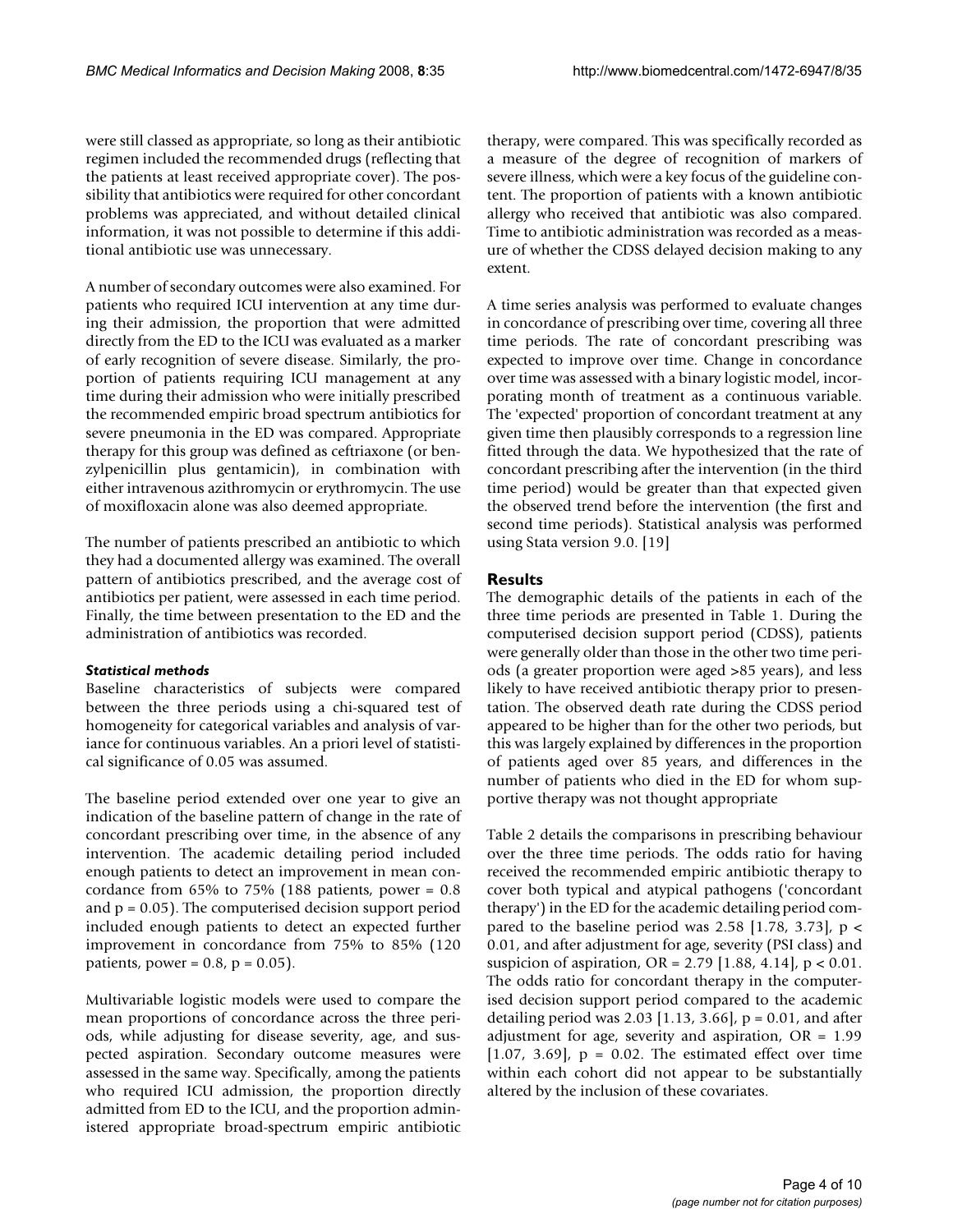were still classed as appropriate, so long as their antibiotic regimen included the recommended drugs (reflecting that the patients at least received appropriate cover). The possibility that antibiotics were required for other concordant problems was appreciated, and without detailed clinical information, it was not possible to determine if this additional antibiotic use was unnecessary.

A number of secondary outcomes were also examined. For patients who required ICU intervention at any time during their admission, the proportion that were admitted directly from the ED to the ICU was evaluated as a marker of early recognition of severe disease. Similarly, the proportion of patients requiring ICU management at any time during their admission who were initially prescribed the recommended empiric broad spectrum antibiotics for severe pneumonia in the ED was compared. Appropriate therapy for this group was defined as ceftriaxone (or benzylpenicillin plus gentamicin), in combination with either intravenous azithromycin or erythromycin. The use of moxifloxacin alone was also deemed appropriate.

The number of patients prescribed an antibiotic to which they had a documented allergy was examined. The overall pattern of antibiotics prescribed, and the average cost of antibiotics per patient, were assessed in each time period. Finally, the time between presentation to the ED and the administration of antibiotics was recorded.

### *Statistical methods*

Baseline characteristics of subjects were compared between the three periods using a chi-squared test of homogeneity for categorical variables and analysis of variance for continuous variables. An a priori level of statistical significance of 0.05 was assumed.

The baseline period extended over one year to give an indication of the baseline pattern of change in the rate of concordant prescribing over time, in the absence of any intervention. The academic detailing period included enough patients to detect an improvement in mean concordance from 65% to 75% (188 patients, power = 0.8 and $p = 0.05$). The computerised decision support period included enough patients to detect an expected further improvement in concordance from 75% to 85% (120 patients, power = 0.8, $p = 0.05$).

Multivariable logistic models were used to compare the mean proportions of concordance across the three periods, while adjusting for disease severity, age, and suspected aspiration. Secondary outcome measures were assessed in the same way. Specifically, among the patients who required ICU admission, the proportion directly admitted from ED to the ICU, and the proportion administered appropriate broad-spectrum empiric antibiotic therapy, were compared. This was specifically recorded as a measure of the degree of recognition of markers of severe illness, which were a key focus of the guideline content. The proportion of patients with a known antibiotic allergy who received that antibiotic was also compared. Time to antibiotic administration was recorded as a measure of whether the CDSS delayed decision making to any extent.

A time series analysis was performed to evaluate changes in concordance of prescribing over time, covering all three time periods. The rate of concordant prescribing was expected to improve over time. Change in concordance over time was assessed with a binary logistic model, incorporating month of treatment as a continuous variable. The 'expected' proportion of concordant treatment at any given time then plausibly corresponds to a regression line fitted through the data. We hypothesized that the rate of concordant prescribing after the intervention (in the third time period) would be greater than that expected given the observed trend before the intervention (the first and second time periods). Statistical analysis was performed using Stata version 9.0. [19]

## Results

The demographic details of the patients in each of the three time periods are presented in Table 1. During the computerised decision support period (CDSS), patients were generally older than those in the other two time periods (a greater proportion were aged >85 years), and less likely to have received antibiotic therapy prior to presentation. The observed death rate during the CDSS period appeared to be higher than for the other two periods, but this was largely explained by differences in the proportion of patients aged over 85 years, and differences in the number of patients who died in the ED for whom supportive therapy was not thought appropriate

Table 2 details the comparisons in prescribing behaviour over the three time periods. The odds ratio for having received the recommended empiric antibiotic therapy to cover both typical and atypical pathogens ('concordant therapy') in the ED for the academic detailing period compared to the baseline period was 2.58 [1.78, 3.73], $p < 0.01$, and after adjustment for age, severity (PSI class) and suspicion of aspiration, OR = 2.79 [1.88, 4.14], $p < 0.01$. The odds ratio for concordant therapy in the computerised decision support period compared to the academic detailing period was 2.03 [1.13, 3.66], $p = 0.01$, and after adjustment for age, severity and aspiration, OR = 1.99 [1.07, 3.69], $p = 0.02$. The estimated effect over time within each cohort did not appear to be substantially altered by the inclusion of these covariates.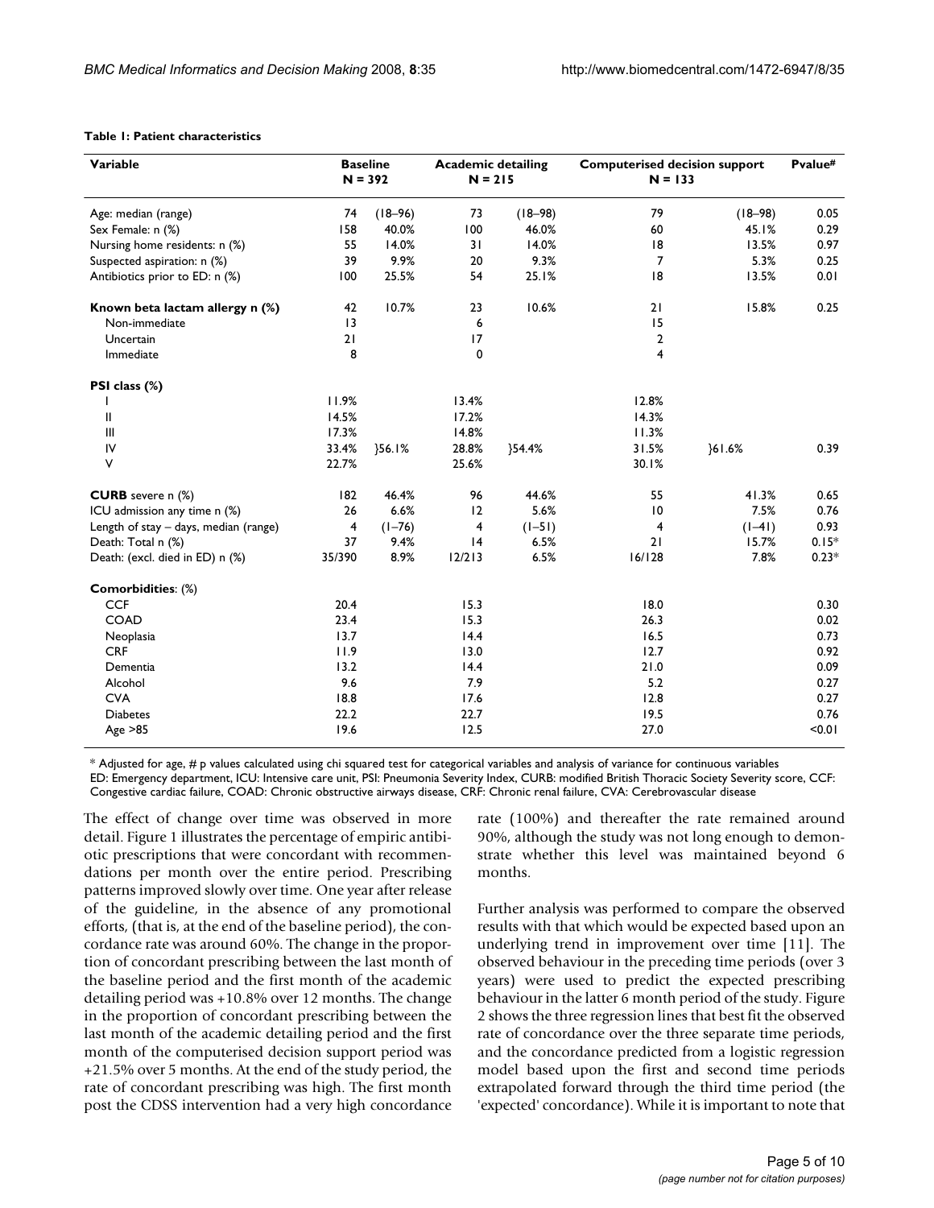**Table 1: Patient characteristics**

| Variable | Baseline N = 392 | | Academic detailing N = 215 | | Computerised decision support N = 133 | | Pvalue# |
|---|---|---|---|---|---|---|---|
| Age: median (range) | 74 | (18–96) | 73 | (18–98) | 79 | (18–98) | 0.05 |
| Sex Female: n (%) | 158 | 40.0% | 100 | 46.0% | 60 | 45.1% | 0.29 |
| Nursing home residents: n (%) | 55 | 14.0% | 31 | 14.0% | 18 | 13.5% | 0.97 |
| Suspected aspiration: n (%) | 39 | 9.9% | 20 | 9.3% | 7 | 5.3% | 0.25 |
| Antibiotics prior to ED: n (%) | 100 | 25.5% | 54 | 25.1% | 18 | 13.5% | 0.01 |
| **Known beta lactam allergy n (%)** | 42 | 10.7% | 23 | 10.6% | 21 | 15.8% | 0.25 |
| Non-immediate | 13 | | 6 | | 15 | | |
| Uncertain | 21 | | 17 | | 2 | | |
| Immediate | 8 | | 0 | | 4 | | |
| **PSI class (%)** | | | | | | | |
| I | 11.9% | | 13.4% | | 12.8% | | |
| II | 14.5% | | 17.2% | | 14.3% | | |
| III | 17.3% | | 14.8% | | 11.3% | | |
| IV | 33.4% | }56.1% | 28.8% | }54.4% | 31.5% | }61.6% | 0.39 |
| V | 22.7% | | 25.6% | | 30.1% | | |
| **CURB** severe n (%) | 182 | 46.4% | 96 | 44.6% | 55 | 41.3% | 0.65 |
| ICU admission any time n (%) | 26 | 6.6% | 12 | 5.6% | 10 | 7.5% | 0.76 |
| Length of stay – days, median (range) | 4 | (1–76) | 4 | (1–51) | 4 | (1–41) | 0.93 |
| Death: Total n (%) | 37 | 9.4% | 14 | 6.5% | 21 | 15.7% | 0.15* |
| Death: (excl. died in ED) n (%) | 35/390 | 8.9% | 12/213 | 6.5% | 16/128 | 7.8% | 0.23* |
| **Comorbidities**: (%) | | | | | | | |
| CCF | 20.4 | | 15.3 | | 18.0 | | 0.30 |
| COAD | 23.4 | | 15.3 | | 26.3 | | 0.02 |
| Neoplasia | 13.7 | | 14.4 | | 16.5 | | 0.73 |
| CRF | 11.9 | | 13.0 | | 12.7 | | 0.92 |
| Dementia | 13.2 | | 14.4 | | 21.0 | | 0.09 |
| Alcohol | 9.6 | | 7.9 | | 5.2 | | 0.27 |
| CVA | 18.8 | | 17.6 | | 12.8 | | 0.27 |
| Diabetes | 22.2 | | 22.7 | | 19.5 | | 0.76 |
| Age >85 | 19.6 | | 12.5 | | 27.0 | | <0.01 |

* Adjusted for age, # p values calculated using chi squared test for categorical variables and analysis of variance for continuous variables
ED: Emergency department, ICU: Intensive care unit, PSI: Pneumonia Severity Index, CURB: modified British Thoracic Society Severity score, CCF: Congestive cardiac failure, COAD: Chronic obstructive airways disease, CRF: Chronic renal failure, CVA: Cerebrovascular disease

The effect of change over time was observed in more detail. Figure 1 illustrates the percentage of empiric antibiotic prescriptions that were concordant with recommendations per month over the entire period. Prescribing patterns improved slowly over time. One year after release of the guideline, in the absence of any promotional efforts, (that is, at the end of the baseline period), the concordance rate was around 60%. The change in the proportion of concordant prescribing between the last month of the baseline period and the first month of the academic detailing period was +10.8% over 12 months. The change in the proportion of concordant prescribing between the last month of the academic detailing period and the first month of the computerised decision support period was +21.5% over 5 months. At the end of the study period, the rate of concordant prescribing was high. The first month post the CDSS intervention had a very high concordance rate (100%) and thereafter the rate remained around 90%, although the study was not long enough to demonstrate whether this level was maintained beyond 6 months.

Further analysis was performed to compare the observed results with that which would be expected based upon an underlying trend in improvement over time [11]. The observed behaviour in the preceding time periods (over 3 years) were used to predict the expected prescribing behaviour in the latter 6 month period of the study. Figure 2 shows the three regression lines that best fit the observed rate of concordance over the three separate time periods, and the concordance predicted from a logistic regression model based upon the first and second time periods extrapolated forward through the third time period (the 'expected' concordance). While it is important to note that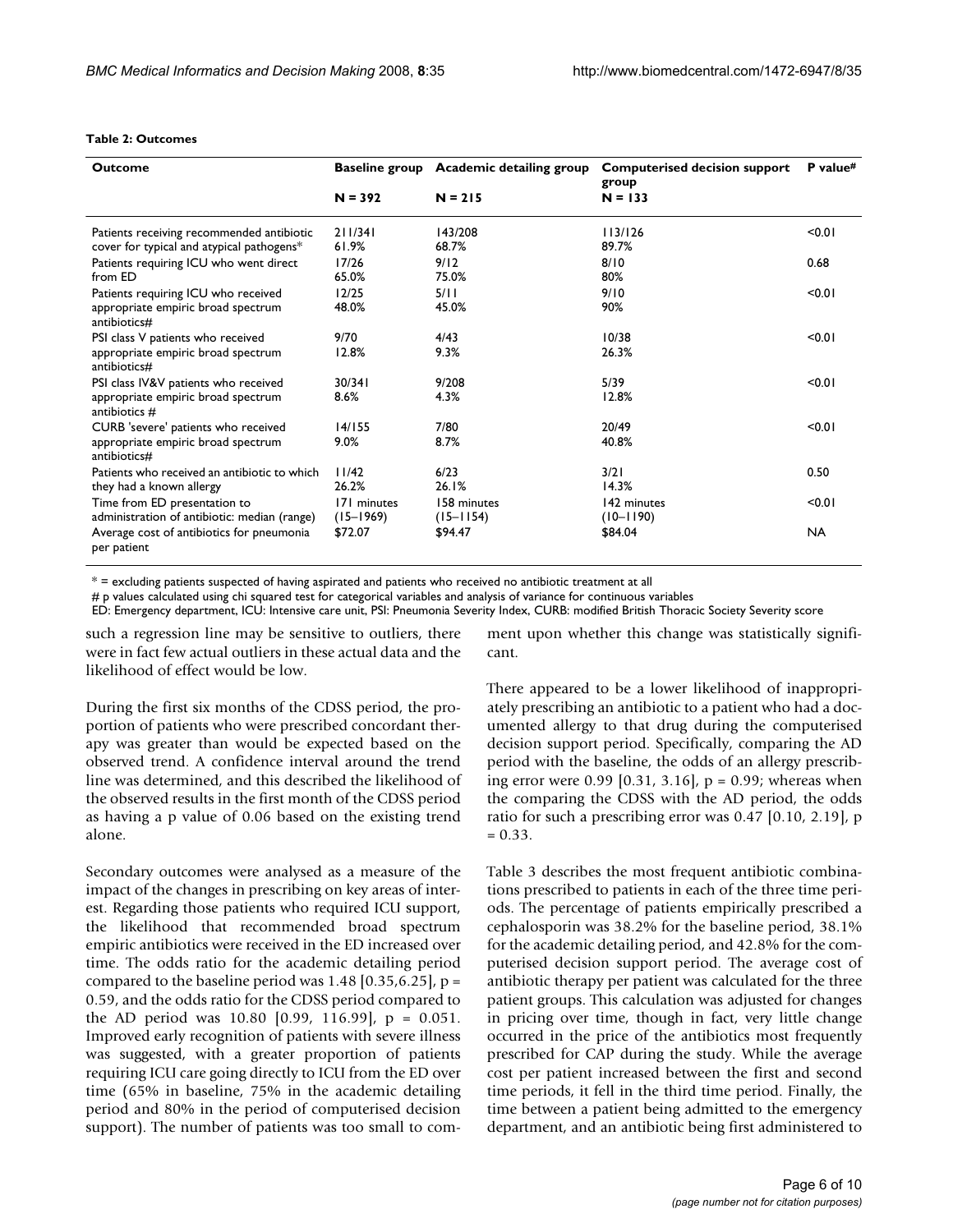**Table 2: Outcomes**

| Outcome | Baseline group N = 392 | Academic detailing group N = 215 | Computerised decision support group N = 133 | P value# |
| --- | --- | --- | --- | --- |
| Patients receiving recommended antibiotic cover for typical and atypical pathogens* | 211/341 61.9% | 143/208 68.7% | 113/126 89.7% | <0.01 |
| Patients requiring ICU who went direct from ED | 17/26 65.0% | 9/12 75.0% | 8/10 80% | 0.68 |
| Patients requiring ICU who received appropriate empiric broad spectrum antibiotics# | 12/25 48.0% | 5/11 45.0% | 9/10 90% | <0.01 |
| PSI class V patients who received appropriate empiric broad spectrum antibiotics# | 9/70 12.8% | 4/43 9.3% | 10/38 26.3% | <0.01 |
| PSI class IV&V patients who received appropriate empiric broad spectrum antibiotics # | 30/341 8.6% | 9/208 4.3% | 5/39 12.8% | <0.01 |
| CURB 'severe' patients who received appropriate empiric broad spectrum antibiotics# | 14/155 9.0% | 7/80 8.7% | 20/49 40.8% | <0.01 |
| Patients who received an antibiotic to which they had a known allergy | 11/42 26.2% | 6/23 26.1% | 3/21 14.3% | 0.50 |
| Time from ED presentation to administration of antibiotic: median (range) | 171 minutes (15–1969) | 158 minutes (15–1154) | 142 minutes (10–1190) | <0.01 |
| Average cost of antibiotics for pneumonia per patient | $72.07 | $94.47 | $84.04 | NA |

* = excluding patients suspected of having aspirated and patients who received no antibiotic treatment at all

# p values calculated using chi squared test for categorical variables and analysis of variance for continuous variables

ED: Emergency department, ICU: Intensive care unit, PSI: Pneumonia Severity Index, CURB: modified British Thoracic Society Severity score

such a regression line may be sensitive to outliers, there were in fact few actual outliers in these actual data and the likelihood of effect would be low.

During the first six months of the CDSS period, the proportion of patients who were prescribed concordant therapy was greater than would be expected based on the observed trend. A confidence interval around the trend line was determined, and this described the likelihood of the observed results in the first month of the CDSS period as having a p value of 0.06 based on the existing trend alone.

Secondary outcomes were analysed as a measure of the impact of the changes in prescribing on key areas of interest. Regarding those patients who required ICU support, the likelihood that recommended broad spectrum empiric antibiotics were received in the ED increased over time. The odds ratio for the academic detailing period compared to the baseline period was 1.48 [0.35,6.25], p = 0.59, and the odds ratio for the CDSS period compared to the AD period was 10.80 [0.99, 116.99], p = 0.051. Improved early recognition of patients with severe illness was suggested, with a greater proportion of patients requiring ICU care going directly to ICU from the ED over time (65% in baseline, 75% in the academic detailing period and 80% in the period of computerised decision support). The number of patients was too small to comment upon whether this change was statistically significant.

There appeared to be a lower likelihood of inappropriately prescribing an antibiotic to a patient who had a documented allergy to that drug during the computerised decision support period. Specifically, comparing the AD period with the baseline, the odds of an allergy prescribing error were 0.99 [0.31, 3.16], p = 0.99; whereas when the comparing the CDSS with the AD period, the odds ratio for such a prescribing error was 0.47 [0.10, 2.19], p = 0.33.

Table 3 describes the most frequent antibiotic combinations prescribed to patients in each of the three time periods. The percentage of patients empirically prescribed a cephalosporin was 38.2% for the baseline period, 38.1% for the academic detailing period, and 42.8% for the computerised decision support period. The average cost of antibiotic therapy per patient was calculated for the three patient groups. This calculation was adjusted for changes in pricing over time, though in fact, very little change occurred in the price of the antibiotics most frequently prescribed for CAP during the study. While the average cost per patient increased between the first and second time periods, it fell in the third time period. Finally, the time between a patient being admitted to the emergency department, and an antibiotic being first administered to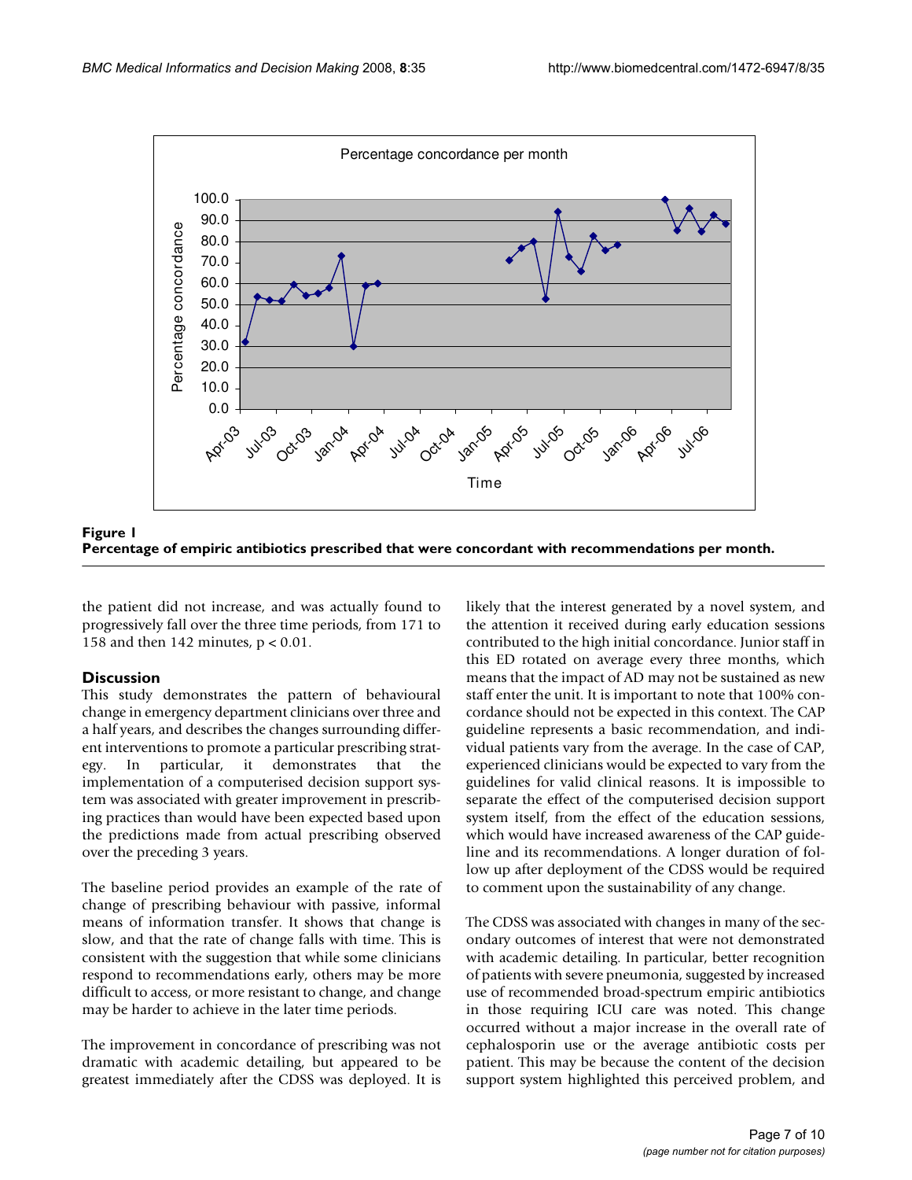**Figure 1**
**Percentage of empiric antibiotics prescribed that were concordant with recommendations per month.**

the patient did not increase, and was actually found to progressively fall over the three time periods, from 171 to 158 and then 142 minutes, $p < 0.01$.

## Discussion

This study demonstrates the pattern of behavioural change in emergency department clinicians over three and a half years, and describes the changes surrounding different interventions to promote a particular prescribing strategy. In particular, it demonstrates that the implementation of a computerised decision support system was associated with greater improvement in prescribing practices than would have been expected based upon the predictions made from actual prescribing observed over the preceding 3 years.

The baseline period provides an example of the rate of change of prescribing behaviour with passive, informal means of information transfer. It shows that change is slow, and that the rate of change falls with time. This is consistent with the suggestion that while some clinicians respond to recommendations early, others may be more difficult to access, or more resistant to change, and change may be harder to achieve in the later time periods.

The improvement in concordance of prescribing was not dramatic with academic detailing, but appeared to be greatest immediately after the CDSS was deployed. It is likely that the interest generated by a novel system, and the attention it received during early education sessions contributed to the high initial concordance. Junior staff in this ED rotated on average every three months, which means that the impact of AD may not be sustained as new staff enter the unit. It is important to note that 100% concordance should not be expected in this context. The CAP guideline represents a basic recommendation, and individual patients vary from the average. In the case of CAP, experienced clinicians would be expected to vary from the guidelines for valid clinical reasons. It is impossible to separate the effect of the computerised decision support system itself, from the effect of the education sessions, which would have increased awareness of the CAP guideline and its recommendations. A longer duration of follow up after deployment of the CDSS would be required to comment upon the sustainability of any change.

The CDSS was associated with changes in many of the secondary outcomes of interest that were not demonstrated with academic detailing. In particular, better recognition of patients with severe pneumonia, suggested by increased use of recommended broad-spectrum empiric antibiotics in those requiring ICU care was noted. This change occurred without a major increase in the overall rate of cephalosporin use or the average antibiotic costs per patient. This may be because the content of the decision support system highlighted this perceived problem, and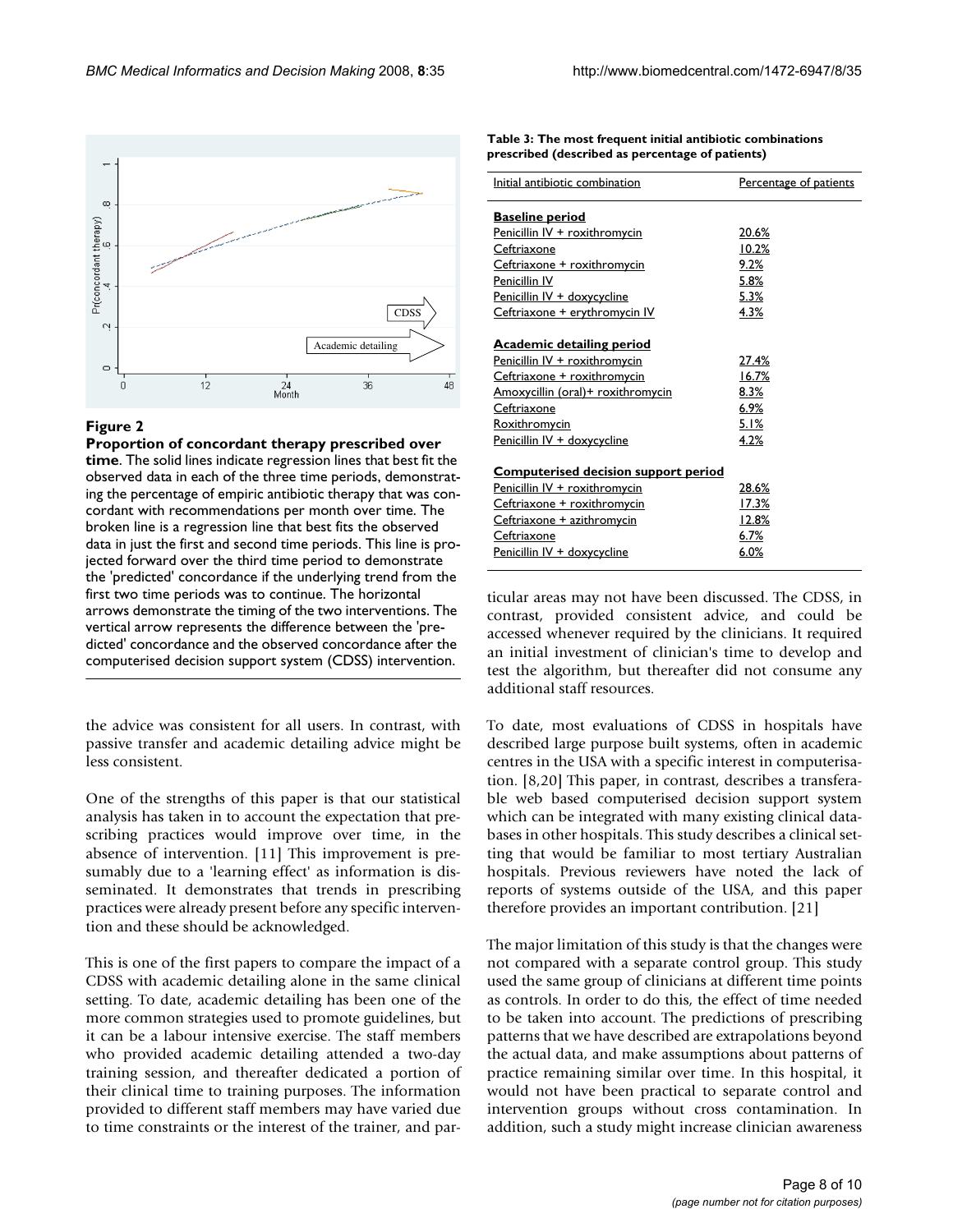Pr(concordant therapy)

0

.2

.4

.6

.8

1

0

12

24

36

48

Month

CDSS

Academic detailing

**Figure 2**

**Proportion of concordant therapy prescribed over time**. The solid lines indicate regression lines that best fit the observed data in each of the three time periods, demonstrating the percentage of empiric antibiotic therapy that was concordant with recommendations per month over time. The broken line is a regression line that best fits the observed data in just the first and second time periods. This line is projected forward over the third time period to demonstrate the 'predicted' concordance if the underlying trend from the first two time periods was to continue. The horizontal arrows demonstrate the timing of the two interventions. The vertical arrow represents the difference between the 'predicted' concordance and the observed concordance after the computerised decision support system (CDSS) intervention.

the advice was consistent for all users. In contrast, with passive transfer and academic detailing advice might be less consistent.

One of the strengths of this paper is that our statistical analysis has taken in to account the expectation that prescribing practices would improve over time, in the absence of intervention. [11] This improvement is presumably due to a 'learning effect' as information is disseminated. It demonstrates that trends in prescribing practices were already present before any specific intervention and these should be acknowledged.

This is one of the first papers to compare the impact of a CDSS with academic detailing alone in the same clinical setting. To date, academic detailing has been one of the more common strategies used to promote guidelines, but it can be a labour intensive exercise. The staff members who provided academic detailing attended a two-day training session, and thereafter dedicated a portion of their clinical time to training purposes. The information provided to different staff members may have varied due to time constraints or the interest of the trainer, and particular areas may not have been discussed. The CDSS, in contrast, provided consistent advice, and could be accessed whenever required by the clinicians. It required an initial investment of clinician's time to develop and test the algorithm, but thereafter did not consume any additional staff resources.

**Table 3: The most frequent initial antibiotic combinations prescribed (described as percentage of patients)**

| Initial antibiotic combination | Percentage of patients |
|---|---|
| **Baseline period** | |
| Penicillin IV + roxithromycin | 20.6% |
| Ceftriaxone | 10.2% |
| Ceftriaxone + roxithromycin | 9.2% |
| Penicillin IV | 5.8% |
| Penicillin IV + doxycycline | 5.3% |
| Ceftriaxone + erythromycin IV | 4.3% |
| **Academic detailing period** | |
| Penicillin IV + roxithromycin | 27.4% |
| Ceftriaxone + roxithromycin | 16.7% |
| Amoxycillin (oral)+ roxithromycin | 8.3% |
| Ceftriaxone | 6.9% |
| Roxithromycin | 5.1% |
| Penicillin IV + doxycycline | 4.2% |
| **Computerised decision support period** | |
| Penicillin IV + roxithromycin | 28.6% |
| Ceftriaxone + roxithromycin | 17.3% |
| Ceftriaxone + azithromycin | 12.8% |
| Ceftriaxone | 6.7% |
| Penicillin IV + doxycycline | 6.0% |

To date, most evaluations of CDSS in hospitals have described large purpose built systems, often in academic centres in the USA with a specific interest in computerisation. [8,20] This paper, in contrast, describes a transferable web based computerised decision support system which can be integrated with many existing clinical databases in other hospitals. This study describes a clinical setting that would be familiar to most tertiary Australian hospitals. Previous reviewers have noted the lack of reports of systems outside of the USA, and this paper therefore provides an important contribution. [21]

The major limitation of this study is that the changes were not compared with a separate control group. This study used the same group of clinicians at different time points as controls. In order to do this, the effect of time needed to be taken into account. The predictions of prescribing patterns that we have described are extrapolations beyond the actual data, and make assumptions about patterns of practice remaining similar over time. In this hospital, it would not have been practical to separate control and intervention groups without cross contamination. In addition, such a study might increase clinician awareness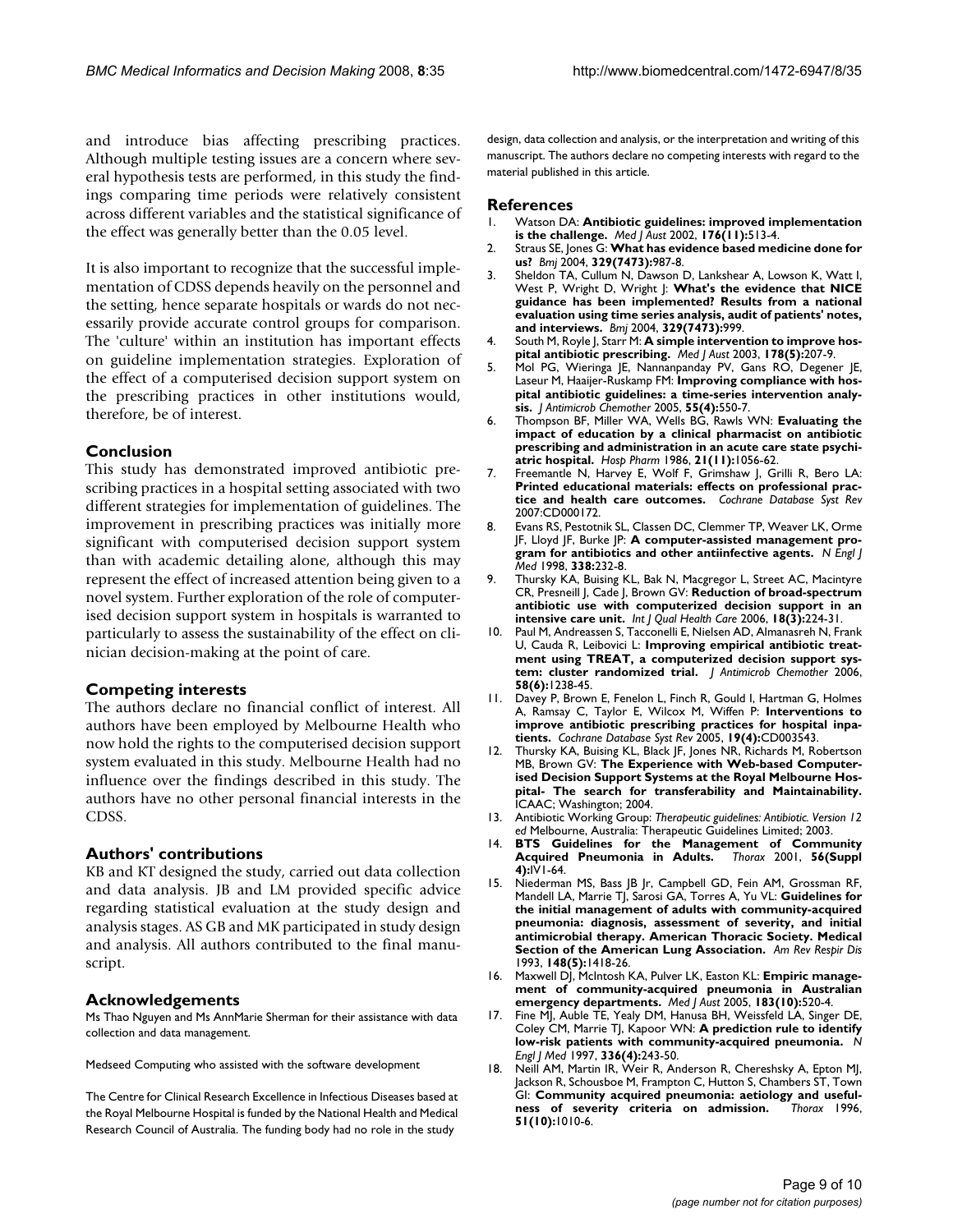and introduce bias affecting prescribing practices. Although multiple testing issues are a concern where several hypothesis tests are performed, in this study the findings comparing time periods were relatively consistent across different variables and the statistical significance of the effect was generally better than the 0.05 level.

It is also important to recognize that the successful implementation of CDSS depends heavily on the personnel and the setting, hence separate hospitals or wards do not necessarily provide accurate control groups for comparison. The 'culture' within an institution has important effects on guideline implementation strategies. Exploration of the effect of a computerised decision support system on the prescribing practices in other institutions would, therefore, be of interest.

## Conclusion

This study has demonstrated improved antibiotic prescribing practices in a hospital setting associated with two different strategies for implementation of guidelines. The improvement in prescribing practices was initially more significant with computerised decision support system than with academic detailing alone, although this may represent the effect of increased attention being given to a novel system. Further exploration of the role of computerised decision support system in hospitals is warranted to particularly to assess the sustainability of the effect on clinician decision-making at the point of care.

## Competing interests

The authors declare no financial conflict of interest. All authors have been employed by Melbourne Health who now hold the rights to the computerised decision support system evaluated in this study. Melbourne Health had no influence over the findings described in this study. The authors have no other personal financial interests in the CDSS.

## Authors' contributions

KB and KT designed the study, carried out data collection and data analysis. JB and LM provided specific advice regarding statistical evaluation at the study design and analysis stages. AS GB and MK participated in study design and analysis. All authors contributed to the final manuscript.

## Acknowledgements

Ms Thao Nguyen and Ms AnnMarie Sherman for their assistance with data collection and data management.

Medseed Computing who assisted with the software development

The Centre for Clinical Research Excellence in Infectious Diseases based at the Royal Melbourne Hospital is funded by the National Health and Medical Research Council of Australia. The funding body had no role in the study design, data collection and analysis, or the interpretation and writing of this manuscript. The authors declare no competing interests with regard to the material published in this article.

## References

1. Watson DA: **Antibiotic guidelines: improved implementation is the challenge.** *Med J Aust* 2002, **176(11):**513-4.
2. Straus SE, Jones G: **What has evidence based medicine done for us?** *Bmj* 2004, **329(7473):**987-8.
3. Sheldon TA, Cullum N, Dawson D, Lankshear A, Lowson K, Watt I, West P, Wright D, Wright J: **What's the evidence that NICE guidance has been implemented? Results from a national evaluation using time series analysis, audit of patients' notes, and interviews.** *Bmj* 2004, **329(7473):**999.
4. South M, Royle J, Starr M: **A simple intervention to improve hospital antibiotic prescribing.** *Med J Aust* 2003, **178(5):**207-9.
5. Mol PG, Wieringa JE, Nannanpanday PV, Gans RO, Degener JE, Laseur M, Haaijer-Ruskamp FM: **Improving compliance with hospital antibiotic guidelines: a time-series intervention analysis.** *J Antimicrob Chemother* 2005, **55(4):**550-7.
6. Thompson BF, Miller WA, Wells BG, Rawls WN: **Evaluating the impact of education by a clinical pharmacist on antibiotic prescribing and administration in an acute care state psychiatric hospital.** *Hosp Pharm* 1986, **21(11):**1056-62.
7. Freemantle N, Harvey E, Wolf F, Grimshaw J, Grilli R, Bero LA: **Printed educational materials: effects on professional practice and health care outcomes.** *Cochrane Database Syst Rev* 2007:CD000172.
8. Evans RS, Pestotnik SL, Classen DC, Clemmer TP, Weaver LK, Orme JF, Lloyd JF, Burke JP: **A computer-assisted management program for antibiotics and other antiinfective agents.** *N Engl J Med* 1998, **338:**232-8.
9. Thursky KA, Buising KL, Bak N, Macgregor L, Street AC, Macintyre CR, Presneill J, Cade J, Brown GV: **Reduction of broad-spectrum antibiotic use with computerized decision support in an intensive care unit.** *Int J Qual Health Care* 2006, **18(3):**224-31.
10. Paul M, Andreassen S, Tacconelli E, Nielsen AD, Almanasreh N, Frank U, Cauda R, Leibovici L: **Improving empirical antibiotic treatment using TREAT, a computerized decision support system: cluster randomized trial.** *J Antimicrob Chemother* 2006, **58(6):**1238-45.
11. Davey P, Brown E, Fenelon L, Finch R, Gould I, Hartman G, Holmes A, Ramsay C, Taylor E, Wilcox M, Wiffen P: **Interventions to improve antibiotic prescribing practices for hospital inpatients.** *Cochrane Database Syst Rev* 2005, **19(4):**CD003543.
12. Thursky KA, Buising KL, Black JF, Jones NR, Richards M, Robertson MB, Brown GV: **The Experience with Web-based Computerised Decision Support Systems at the Royal Melbourne Hospital- The search for transferability and Maintainability.** ICAAC; Washington; 2004.
13. Antibiotic Working Group: *Therapeutic guidelines: Antibiotic. Version 12 ed* Melbourne, Australia: Therapeutic Guidelines Limited; 2003.
14. **BTS Guidelines for the Management of Community Acquired Pneumonia in Adults.** *Thorax* 2001, **56(Suppl 4):**IV1-64.
15. Niederman MS, Bass JB Jr, Campbell GD, Fein AM, Grossman RF, Mandell LA, Marrie TJ, Sarosi GA, Torres A, Yu VL: **Guidelines for the initial management of adults with community-acquired pneumonia: diagnosis, assessment of severity, and initial antimicrobial therapy. American Thoracic Society. Medical Section of the American Lung Association.** *Am Rev Respir Dis* 1993, **148(5):**1418-26.
16. Maxwell DJ, McIntosh KA, Pulver LK, Easton KL: **Empiric management of community-acquired pneumonia in Australian emergency departments.** *Med J Aust* 2005, **183(10):**520-4.
17. Fine MJ, Auble TE, Yealy DM, Hanusa BH, Weissfeld LA, Singer DE, Coley CM, Marrie TJ, Kapoor WN: **A prediction rule to identify low-risk patients with community-acquired pneumonia.** *N Engl J Med* 1997, **336(4):**243-50.
18. Neill AM, Martin IR, Weir R, Anderson R, Chereshsky A, Epton MJ, Jackson R, Schousboe M, Frampton C, Hutton S, Chambers ST, Town GI: **Community acquired pneumonia: aetiology and usefulness of severity criteria on admission.** *Thorax* 1996, **51(10):**1010-6.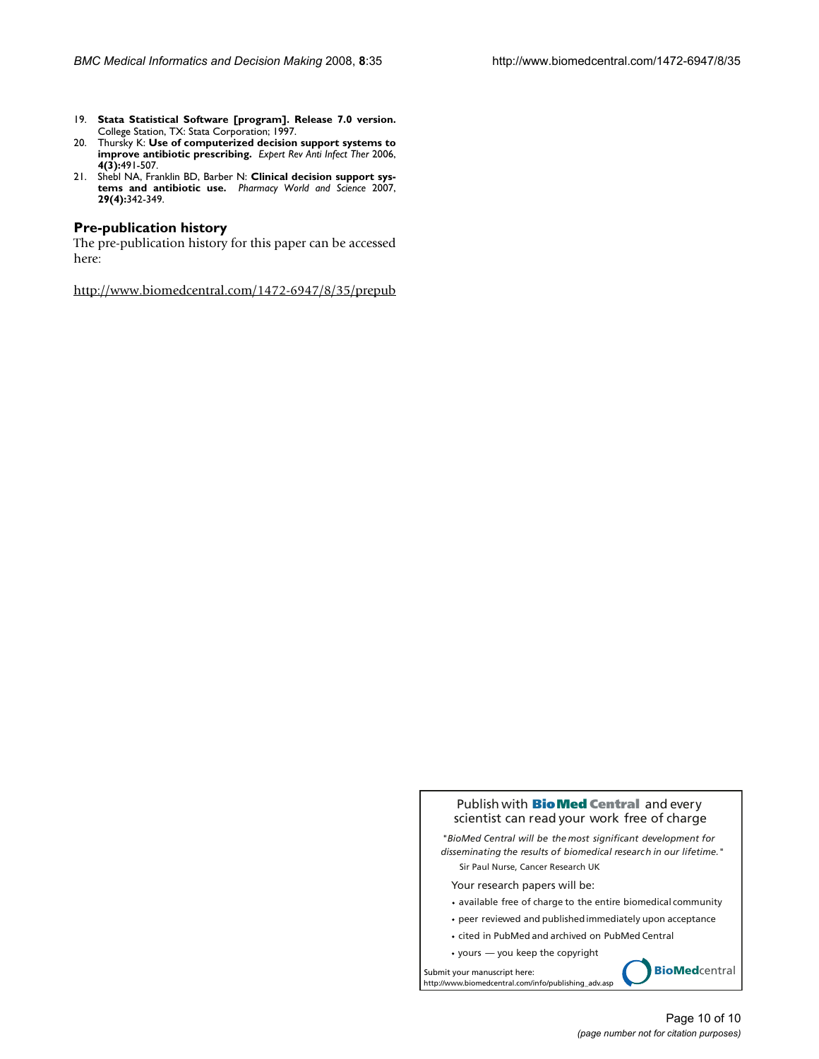19. **Stata Statistical Software [program]. Release 7.0 version.** College Station, TX: Stata Corporation; 1997.
20. Thursky K: **Use of computerized decision support systems to improve antibiotic prescribing.** *Expert Rev Anti Infect Ther* 2006, **4(3):**491-507.
21. Shebl NA, Franklin BD, Barber N: **Clinical decision support systems and antibiotic use.** *Pharmacy World and Science* 2007, **29(4):**342-349.

## Pre-publication history

The pre-publication history for this paper can be accessed here:

http://www.biomedcentral.com/1472-6947/8/35/prepub

Publish with **BioMed Central** and every scientist can read your work free of charge

*"BioMed Central will be the most significant development for disseminating the results of biomedical research in our lifetime."*

Sir Paul Nurse, Cancer Research UK

Your research papers will be:

- available free of charge to the entire biomedical community
- peer reviewed and published immediately upon acceptance
- cited in PubMed and archived on PubMed Central
- yours — you keep the copyright

Submit your manuscript here:
http://www.biomedcentral.com/info/publishing_adv.asp

**BioMed**central